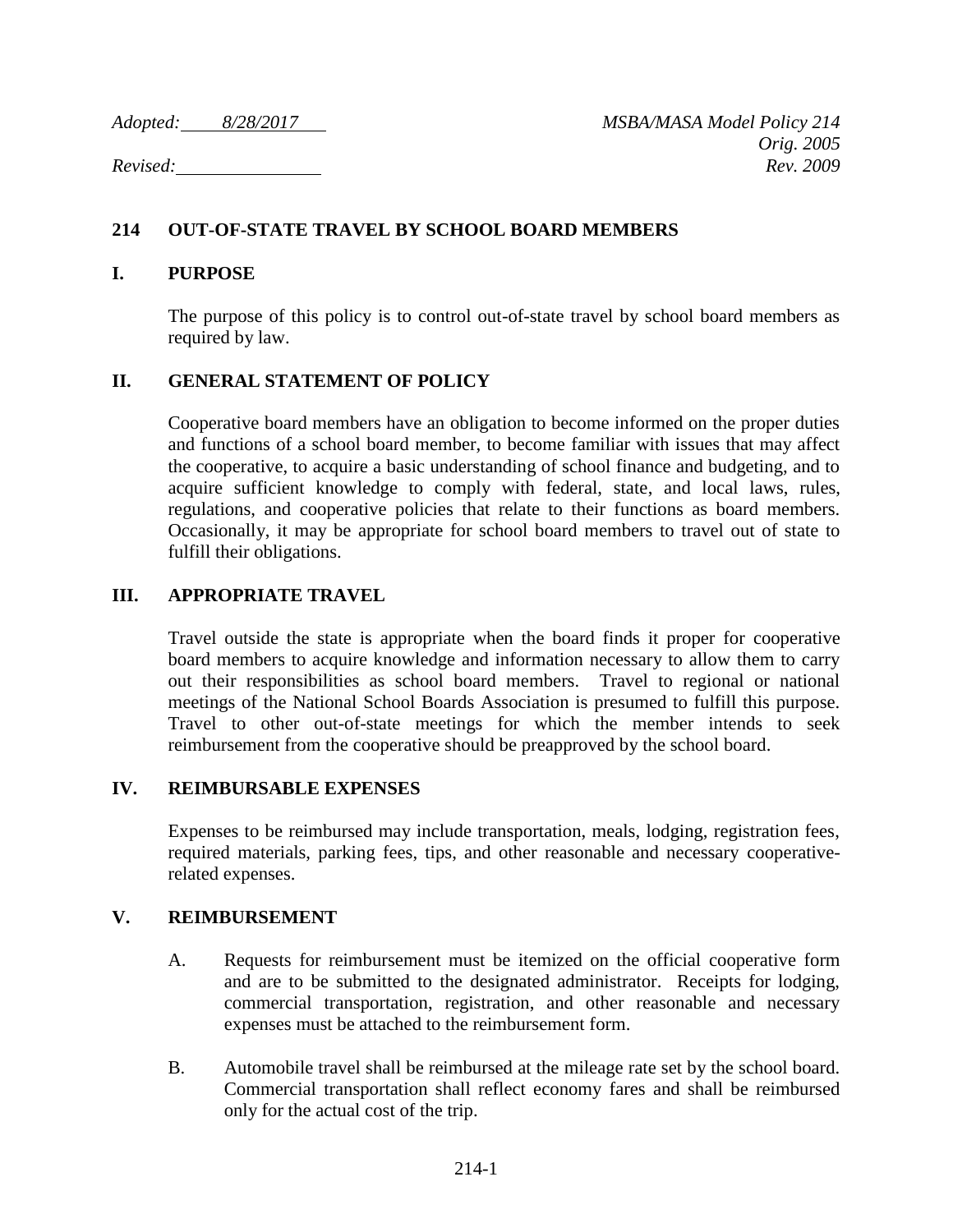*Adopted:* *8/28/2017*

*Revised:*

*MSBA/MASA Model Policy 214*
*Orig. 2005*
*Rev. 2009*

# 214 OUT-OF-STATE TRAVEL BY SCHOOL BOARD MEMBERS

## I. PURPOSE

The purpose of this policy is to control out-of-state travel by school board members as required by law.

## II. GENERAL STATEMENT OF POLICY

Cooperative board members have an obligation to become informed on the proper duties and functions of a school board member, to become familiar with issues that may affect the cooperative, to acquire a basic understanding of school finance and budgeting, and to acquire sufficient knowledge to comply with federal, state, and local laws, rules, regulations, and cooperative policies that relate to their functions as board members. Occasionally, it may be appropriate for school board members to travel out of state to fulfill their obligations.

## III. APPROPRIATE TRAVEL

Travel outside the state is appropriate when the board finds it proper for cooperative board members to acquire knowledge and information necessary to allow them to carry out their responsibilities as school board members. Travel to regional or national meetings of the National School Boards Association is presumed to fulfill this purpose. Travel to other out-of-state meetings for which the member intends to seek reimbursement from the cooperative should be preapproved by the school board.

## IV. REIMBURSABLE EXPENSES

Expenses to be reimbursed may include transportation, meals, lodging, registration fees, required materials, parking fees, tips, and other reasonable and necessary cooperative-related expenses.

## V. REIMBURSEMENT

A. Requests for reimbursement must be itemized on the official cooperative form and are to be submitted to the designated administrator. Receipts for lodging, commercial transportation, registration, and other reasonable and necessary expenses must be attached to the reimbursement form.

B. Automobile travel shall be reimbursed at the mileage rate set by the school board. Commercial transportation shall reflect economy fares and shall be reimbursed only for the actual cost of the trip.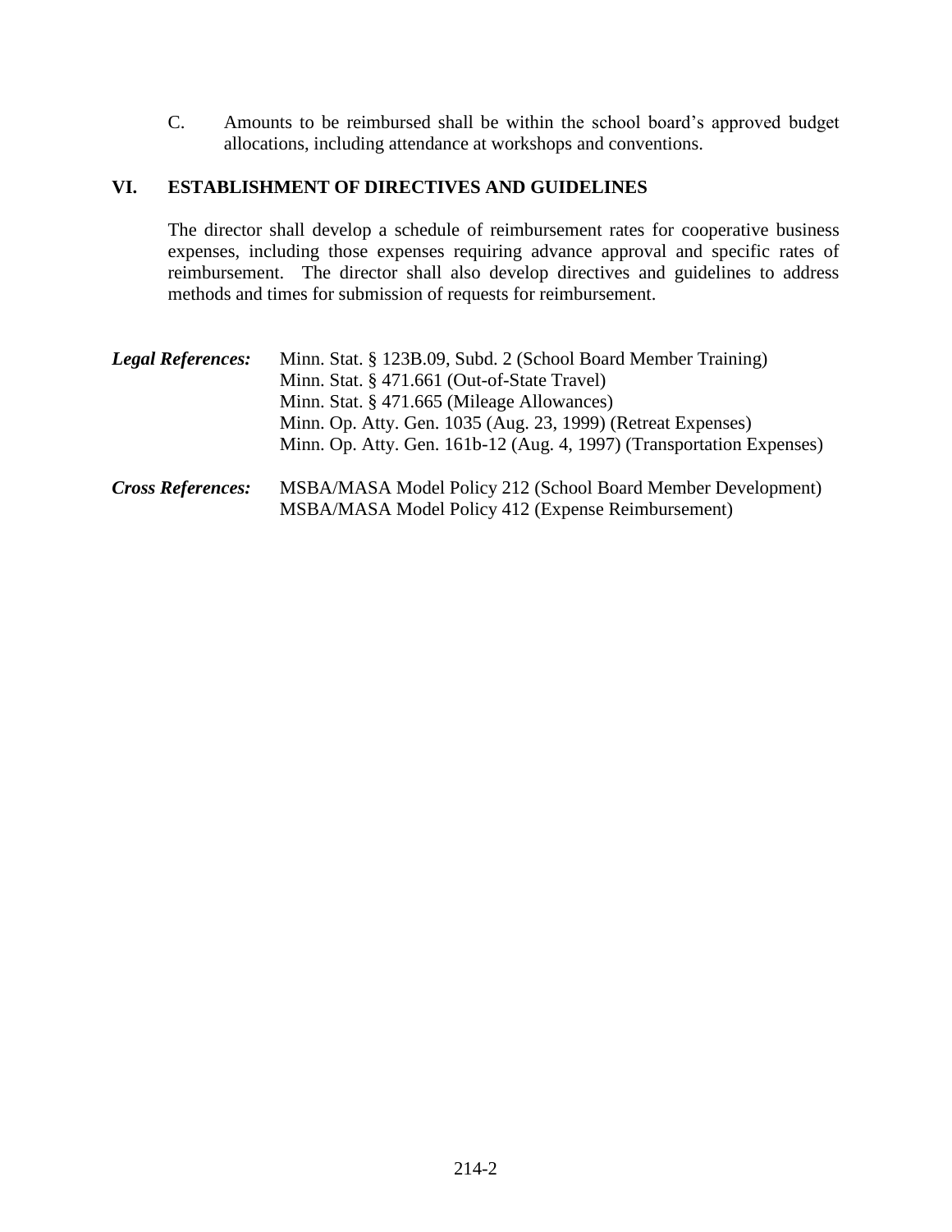C. Amounts to be reimbursed shall be within the school board's approved budget allocations, including attendance at workshops and conventions.

## VI. ESTABLISHMENT OF DIRECTIVES AND GUIDELINES

The director shall develop a schedule of reimbursement rates for cooperative business expenses, including those expenses requiring advance approval and specific rates of reimbursement. The director shall also develop directives and guidelines to address methods and times for submission of requests for reimbursement.

***Legal References:***

Minn. Stat. § 123B.09, Subd. 2 (School Board Member Training)
Minn. Stat. § 471.661 (Out-of-State Travel)
Minn. Stat. § 471.665 (Mileage Allowances)
Minn. Op. Atty. Gen. 1035 (Aug. 23, 1999) (Retreat Expenses)
Minn. Op. Atty. Gen. 161b-12 (Aug. 4, 1997) (Transportation Expenses)

***Cross References:***

MSBA/MASA Model Policy 212 (School Board Member Development)
MSBA/MASA Model Policy 412 (Expense Reimbursement)